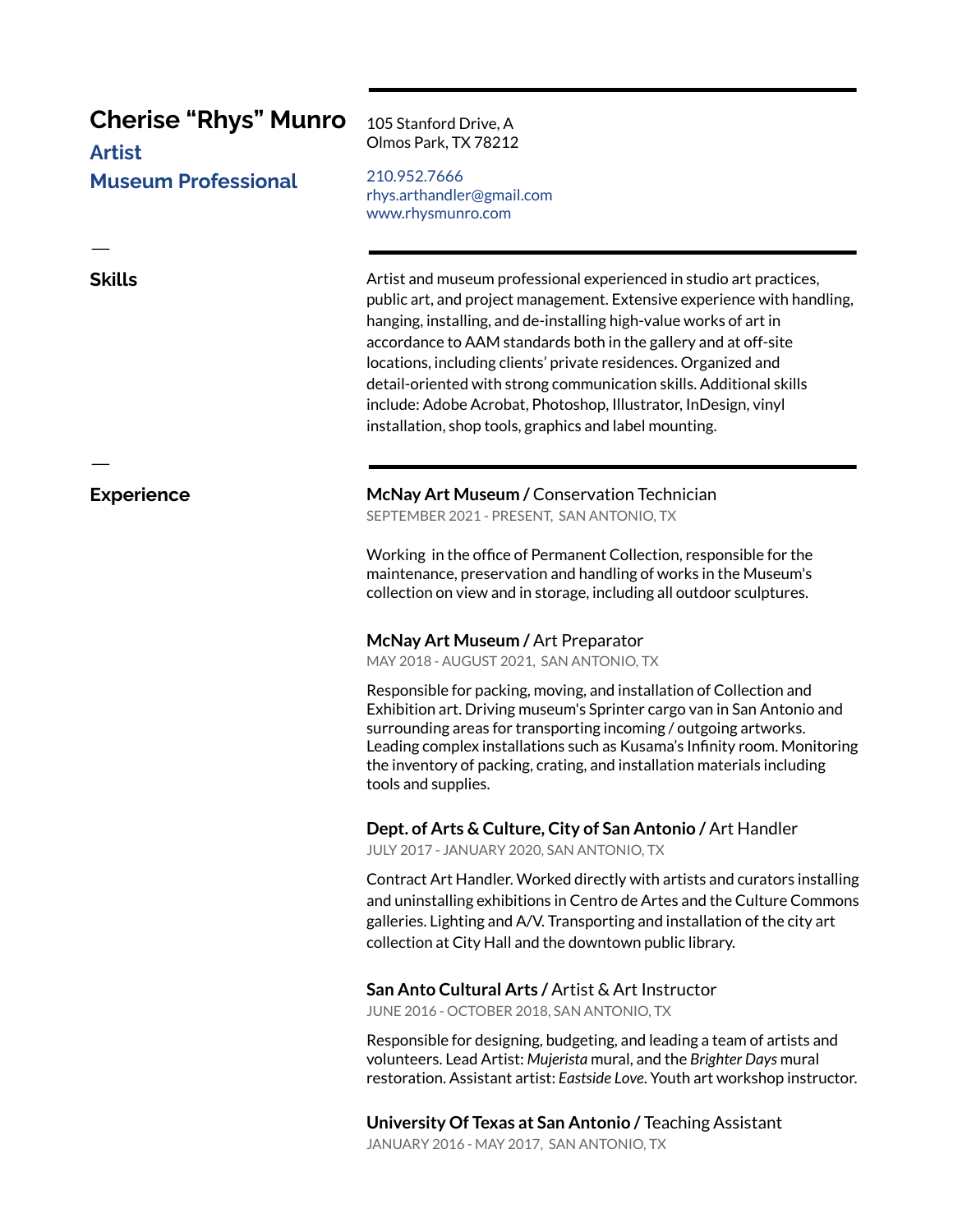# Cherise "Rhys" Munro

## Artist

## Museum Professional

105 Stanford Drive, A
Olmos Park, TX 78212

210.952.7666
rhys.arthandler@gmail.com
www.rhysmunro.com

—

## Skills

Artist and museum professional experienced in studio art practices, public art, and project management. Extensive experience with handling, hanging, installing, and de-installing high-value works of art in accordance to AAM standards both in the gallery and at off-site locations, including clients' private residences. Organized and detail-oriented with strong communication skills. Additional skills include: Adobe Acrobat, Photoshop, Illustrator, InDesign, vinyl installation, shop tools, graphics and label mounting.

—

## Experience

**McNay Art Museum /** Conservation Technician
SEPTEMBER 2021 - PRESENT, SAN ANTONIO, TX

Working in the office of Permanent Collection, responsible for the maintenance, preservation and handling of works in the Museum's collection on view and in storage, including all outdoor sculptures.

**McNay Art Museum /** Art Preparator
MAY 2018 - AUGUST 2021, SAN ANTONIO, TX

Responsible for packing, moving, and installation of Collection and Exhibition art. Driving museum's Sprinter cargo van in San Antonio and surrounding areas for transporting incoming / outgoing artworks. Leading complex installations such as Kusama's Infinity room. Monitoring the inventory of packing, crating, and installation materials including tools and supplies.

**Dept. of Arts & Culture, City of San Antonio /** Art Handler
JULY 2017 - JANUARY 2020, SAN ANTONIO, TX

Contract Art Handler. Worked directly with artists and curators installing and uninstalling exhibitions in Centro de Artes and the Culture Commons galleries. Lighting and A/V. Transporting and installation of the city art collection at City Hall and the downtown public library.

**San Anto Cultural Arts /** Artist & Art Instructor
JUNE 2016 - OCTOBER 2018, SAN ANTONIO, TX

Responsible for designing, budgeting, and leading a team of artists and volunteers. Lead Artist: *Mujerista* mural, and the *Brighter Days* mural restoration. Assistant artist: *Eastside Love*. Youth art workshop instructor.

**University Of Texas at San Antonio /** Teaching Assistant
JANUARY 2016 - MAY 2017, SAN ANTONIO, TX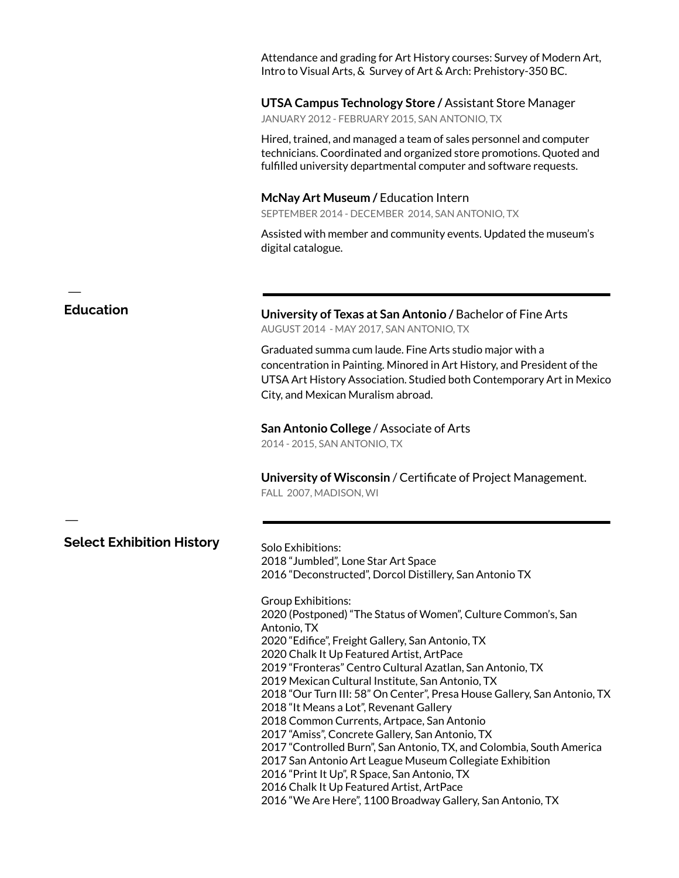Attendance and grading for Art History courses: Survey of Modern Art, Intro to Visual Arts, & Survey of Art & Arch: Prehistory-350 BC.

**UTSA Campus Technology Store /** Assistant Store Manager

JANUARY 2012 - FEBRUARY 2015, SAN ANTONIO, TX

Hired, trained, and managed a team of sales personnel and computer technicians. Coordinated and organized store promotions. Quoted and fulfilled university departmental computer and software requests.

**McNay Art Museum /** Education Intern

SEPTEMBER 2014 - DECEMBER 2014, SAN ANTONIO, TX

Assisted with member and community events. Updated the museum's digital catalogue.

## Education

**University of Texas at San Antonio /** Bachelor of Fine Arts

AUGUST 2014 - MAY 2017, SAN ANTONIO, TX

Graduated summa cum laude. Fine Arts studio major with a concentration in Painting. Minored in Art History, and President of the UTSA Art History Association. Studied both Contemporary Art in Mexico City, and Mexican Muralism abroad.

**San Antonio College** / Associate of Arts

2014 - 2015, SAN ANTONIO, TX

**University of Wisconsin** / Certificate of Project Management.

FALL 2007, MADISON, WI

## Select Exhibition History

Solo Exhibitions:
2018 "Jumbled", Lone Star Art Space
2016 "Deconstructed", Dorcol Distillery, San Antonio TX

Group Exhibitions:
2020 (Postponed) "The Status of Women", Culture Common's, San Antonio, TX
2020 "Edifice", Freight Gallery, San Antonio, TX
2020 Chalk It Up Featured Artist, ArtPace
2019 "Fronteras" Centro Cultural Azatlan, San Antonio, TX
2019 Mexican Cultural Institute, San Antonio, TX
2018 "Our Turn III: 58" On Center", Presa House Gallery, San Antonio, TX
2018 "It Means a Lot", Revenant Gallery
2018 Common Currents, Artpace, San Antonio
2017 "Amiss", Concrete Gallery, San Antonio, TX
2017 "Controlled Burn", San Antonio, TX, and Colombia, South America
2017 San Antonio Art League Museum Collegiate Exhibition
2016 "Print It Up", R Space, San Antonio, TX
2016 Chalk It Up Featured Artist, ArtPace
2016 "We Are Here", 1100 Broadway Gallery, San Antonio, TX